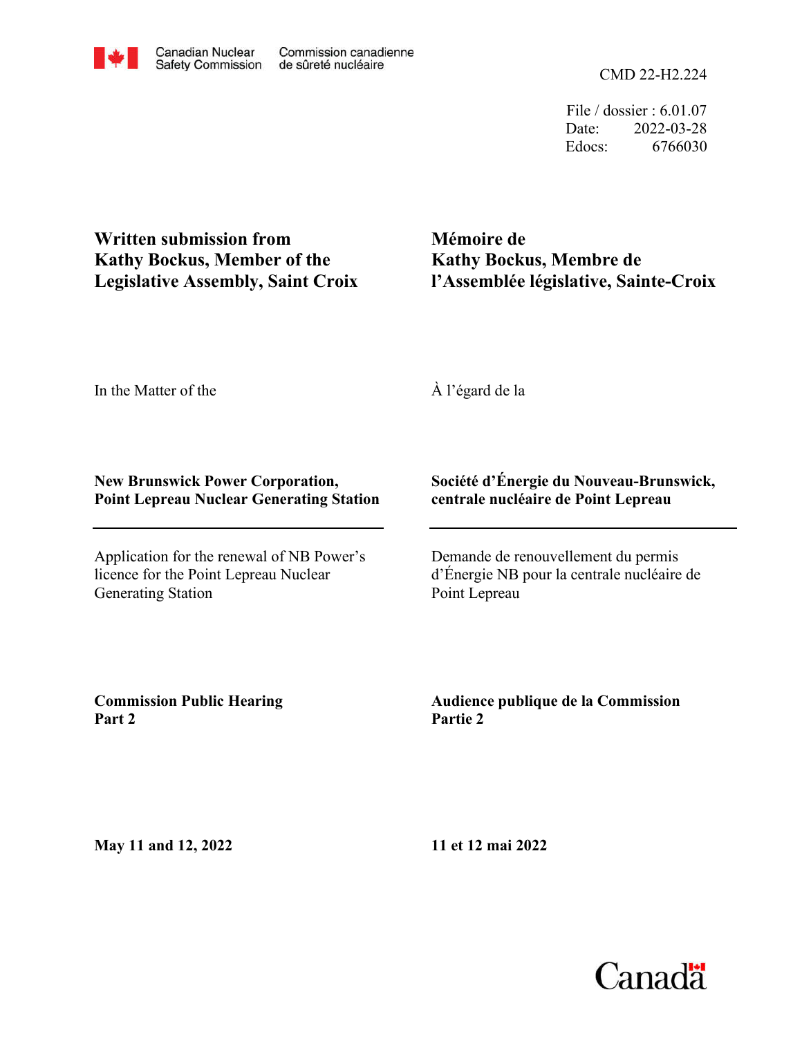Canadian Nuclear Safety Commission | Commission canadienne de sûreté nucléaire

CMD 22-H2.224

File / dossier : 6.01.07
Date: 2022-03-28
Edocs: 6766030

**Written submission from Kathy Bockus, Member of the Legislative Assembly, Saint Croix**

**Mémoire de Kathy Bockus, Membre de l'Assemblée législative, Sainte-Croix**

In the Matter of the

À l'égard de la

**New Brunswick Power Corporation, Point Lepreau Nuclear Generating Station**

**Société d'Énergie du Nouveau-Brunswick, centrale nucléaire de Point Lepreau**

---

Application for the renewal of NB Power's licence for the Point Lepreau Nuclear Generating Station

Demande de renouvellement du permis d'Énergie NB pour la centrale nucléaire de Point Lepreau

**Commission Public Hearing Part 2**

**Audience publique de la Commission Partie 2**

**May 11 and 12, 2022**

**11 et 12 mai 2022**

Canada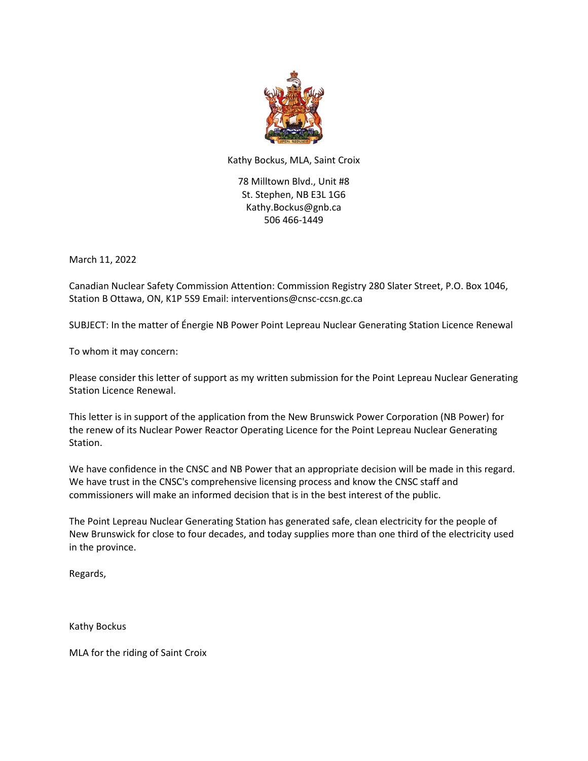Kathy Bockus, MLA, Saint Croix

78 Milltown Blvd., Unit #8
St. Stephen, NB E3L 1G6
Kathy.Bockus@gnb.ca
506 466-1449

March 11, 2022

Canadian Nuclear Safety Commission Attention: Commission Registry 280 Slater Street, P.O. Box 1046, Station B Ottawa, ON, K1P 5S9 Email: interventions@cnsc-ccsn.gc.ca

SUBJECT: In the matter of Énergie NB Power Point Lepreau Nuclear Generating Station Licence Renewal

To whom it may concern:

Please consider this letter of support as my written submission for the Point Lepreau Nuclear Generating Station Licence Renewal.

This letter is in support of the application from the New Brunswick Power Corporation (NB Power) for the renew of its Nuclear Power Reactor Operating Licence for the Point Lepreau Nuclear Generating Station.

We have confidence in the CNSC and NB Power that an appropriate decision will be made in this regard. We have trust in the CNSC's comprehensive licensing process and know the CNSC staff and commissioners will make an informed decision that is in the best interest of the public.

The Point Lepreau Nuclear Generating Station has generated safe, clean electricity for the people of New Brunswick for close to four decades, and today supplies more than one third of the electricity used in the province.

Regards,

Kathy Bockus

MLA for the riding of Saint Croix